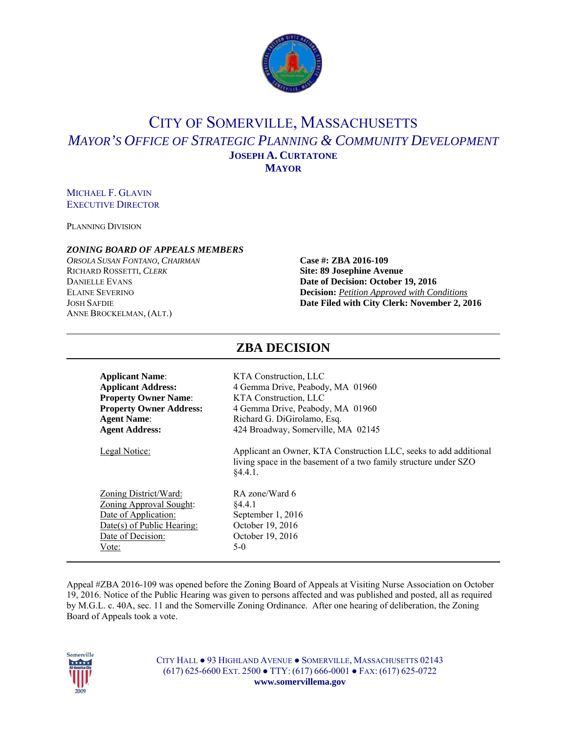# City of Somerville, Massachusetts

## *Mayor's Office of Strategic Planning & Community Development*

**Joseph A. Curtatone**
**Mayor**

Michael F. Glavin
Executive Director

Planning Division

***Zoning Board of Appeals Members***
*Orsola Susan Fontano, Chairman*
Richard Rossetti, *Clerk*
Danielle Evans
Elaine Severino
Josh Safdie
Anne Brockelman, (Alt.)

**Case #: ZBA 2016-109**
**Site: 89 Josephine Avenue**
**Date of Decision: October 19, 2016**
**Decision:** *Petition Approved with Conditions*
**Date Filed with City Clerk: November 2, 2016**

---

## ZBA DECISION

---

| | |
|---|---|
| **Applicant Name**: | KTA Construction, LLC |
| **Applicant Address:** | 4 Gemma Drive, Peabody, MA 01960 |
| **Property Owner Name**: | KTA Construction, LLC |
| **Property Owner Address:** | 4 Gemma Drive, Peabody, MA 01960 |
| **Agent Name**: | Richard G. DiGirolamo, Esq. |
| **Agent Address:** | 424 Broadway, Somerville, MA 02145 |
| Legal Notice: | Applicant an Owner, KTA Construction LLC, seeks to add additional living space in the basement of a two family structure under SZO §4.4.1. |
| Zoning District/Ward: | RA zone/Ward 6 |
| Zoning Approval Sought: | §4.4.1 |
| Date of Application: | September 1, 2016 |
| Date(s) of Public Hearing: | October 19, 2016 |
| Date of Decision: | October 19, 2016 |
| Vote: | 5-0 |

---

Appeal #ZBA 2016-109 was opened before the Zoning Board of Appeals at Visiting Nurse Association on October 19, 2016. Notice of the Public Hearing was given to persons affected and was published and posted, all as required by M.G.L. c. 40A, sec. 11 and the Somerville Zoning Ordinance. After one hearing of deliberation, the Zoning Board of Appeals took a vote.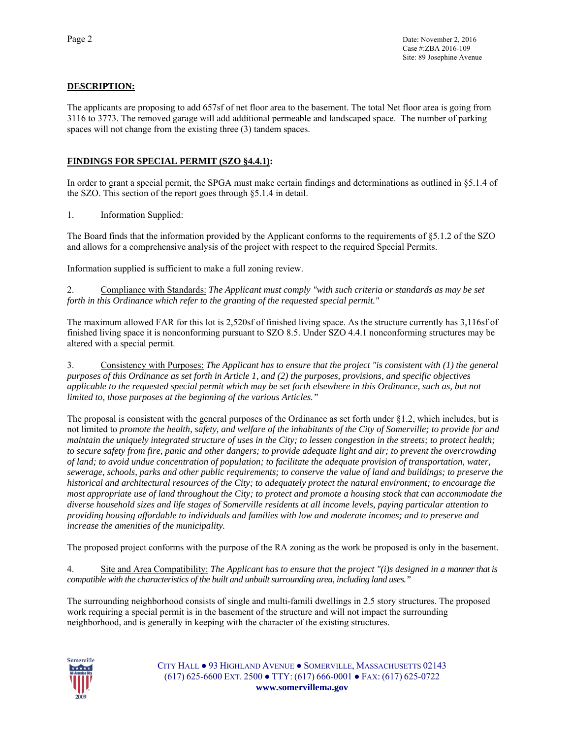**DESCRIPTION:**

The applicants are proposing to add 657sf of net floor area to the basement. The total Net floor area is going from 3116 to 3773. The removed garage will add additional permeable and landscaped space. The number of parking spaces will not change from the existing three (3) tandem spaces.

**FINDINGS FOR SPECIAL PERMIT (SZO §4.4.1):**

In order to grant a special permit, the SPGA must make certain findings and determinations as outlined in §5.1.4 of the SZO. This section of the report goes through §5.1.4 in detail.

1. Information Supplied:

The Board finds that the information provided by the Applicant conforms to the requirements of §5.1.2 of the SZO and allows for a comprehensive analysis of the project with respect to the required Special Permits.

Information supplied is sufficient to make a full zoning review.

2. Compliance with Standards: *The Applicant must comply "with such criteria or standards as may be set forth in this Ordinance which refer to the granting of the requested special permit."*

The maximum allowed FAR for this lot is 2,520sf of finished living space. As the structure currently has 3,116sf of finished living space it is nonconforming pursuant to SZO 8.5. Under SZO 4.4.1 nonconforming structures may be altered with a special permit.

3. Consistency with Purposes: *The Applicant has to ensure that the project "is consistent with (1) the general purposes of this Ordinance as set forth in Article 1, and (2) the purposes, provisions, and specific objectives applicable to the requested special permit which may be set forth elsewhere in this Ordinance, such as, but not limited to, those purposes at the beginning of the various Articles."*

The proposal is consistent with the general purposes of the Ordinance as set forth under §1.2, which includes, but is not limited to *promote the health, safety, and welfare of the inhabitants of the City of Somerville; to provide for and maintain the uniquely integrated structure of uses in the City; to lessen congestion in the streets; to protect health; to secure safety from fire, panic and other dangers; to provide adequate light and air; to prevent the overcrowding of land; to avoid undue concentration of population; to facilitate the adequate provision of transportation, water, sewerage, schools, parks and other public requirements; to conserve the value of land and buildings; to preserve the historical and architectural resources of the City; to adequately protect the natural environment; to encourage the most appropriate use of land throughout the City; to protect and promote a housing stock that can accommodate the diverse household sizes and life stages of Somerville residents at all income levels, paying particular attention to providing housing affordable to individuals and families with low and moderate incomes; and to preserve and increase the amenities of the municipality.*

The proposed project conforms with the purpose of the RA zoning as the work be proposed is only in the basement.

4. Site and Area Compatibility: *The Applicant has to ensure that the project "(i)s designed in a manner that is compatible with the characteristics of the built and unbuilt surrounding area, including land uses."*

The surrounding neighborhood consists of single and multi-famili dwellings in 2.5 story structures. The proposed work requiring a special permit is in the basement of the structure and will not impact the surrounding neighborhood, and is generally in keeping with the character of the existing structures.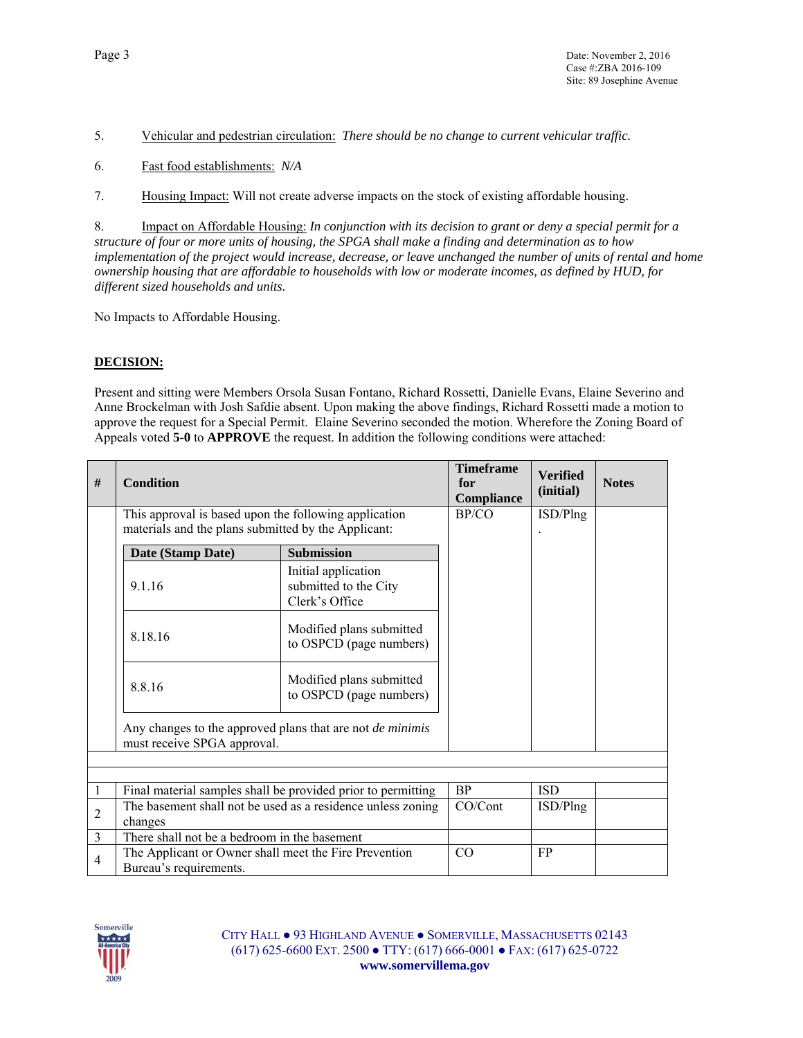5. Vehicular and pedestrian circulation: *There should be no change to current vehicular traffic.*

6. Fast food establishments: *N/A*

7. Housing Impact: Will not create adverse impacts on the stock of existing affordable housing.

8. Impact on Affordable Housing: *In conjunction with its decision to grant or deny a special permit for a structure of four or more units of housing, the SPGA shall make a finding and determination as to how implementation of the project would increase, decrease, or leave unchanged the number of units of rental and home ownership housing that are affordable to households with low or moderate incomes, as defined by HUD, for different sized households and units.*

No Impacts to Affordable Housing.

## DECISION:

Present and sitting were Members Orsola Susan Fontano, Richard Rossetti, Danielle Evans, Elaine Severino and Anne Brockelman with Josh Safdie absent. Upon making the above findings, Richard Rossetti made a motion to approve the request for a Special Permit. Elaine Severino seconded the motion. Wherefore the Zoning Board of Appeals voted **5-0** to **APPROVE** the request. In addition the following conditions were attached:

| # | Condition | Timeframe for Compliance | Verified (initial) | Notes |
|---|---|---|---|---|
| | This approval is based upon the following application materials and the plans submitted by the Applicant:<br><br>**Date (Stamp Date)** — **Submission**<br>9.1.16 — Initial application submitted to the City Clerk's Office<br>8.18.16 — Modified plans submitted to OSPCD (page numbers)<br>8.8.16 — Modified plans submitted to OSPCD (page numbers)<br><br>Any changes to the approved plans that are not *de minimis* must receive SPGA approval. | BP/CO | ISD/Plng<br>. | |
| | | | | |
| | | | | |
| 1 | Final material samples shall be provided prior to permitting | BP | ISD | |
| 2 | The basement shall not be used as a residence unless zoning changes | CO/Cont | ISD/Plng | |
| 3 | There shall not be a bedroom in the basement | | | |
| 4 | The Applicant or Owner shall meet the Fire Prevention Bureau's requirements. | CO | FP | |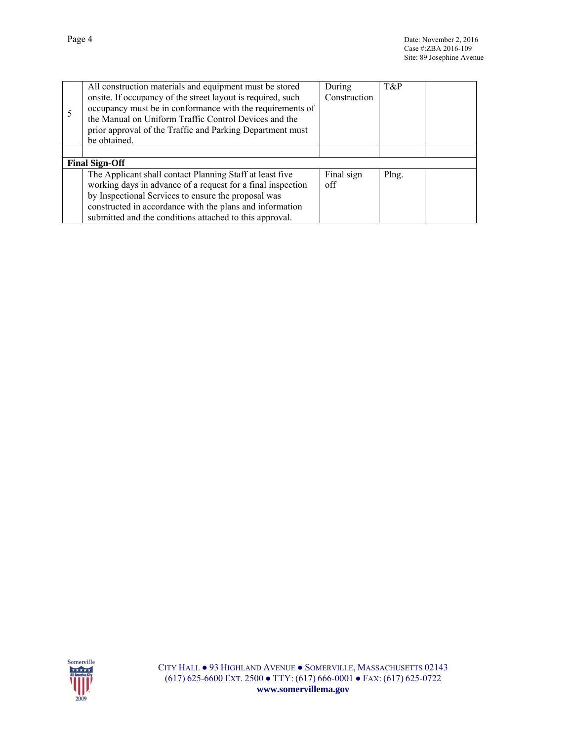| # | Condition | Timeframe for Compliance | Verified (initial) | Notes |
|---|---|---|---|---|
| 5 | All construction materials and equipment must be stored onsite. If occupancy of the street layout is required, such occupancy must be in conformance with the requirements of the Manual on Uniform Traffic Control Devices and the prior approval of the Traffic and Parking Department must be obtained. | During Construction | T&P | |
| | | | | |
| **Final Sign-Off** | | | | |
| | The Applicant shall contact Planning Staff at least five working days in advance of a request for a final inspection by Inspectional Services to ensure the proposal was constructed in accordance with the plans and information submitted and the conditions attached to this approval. | Final sign off | Plng. | |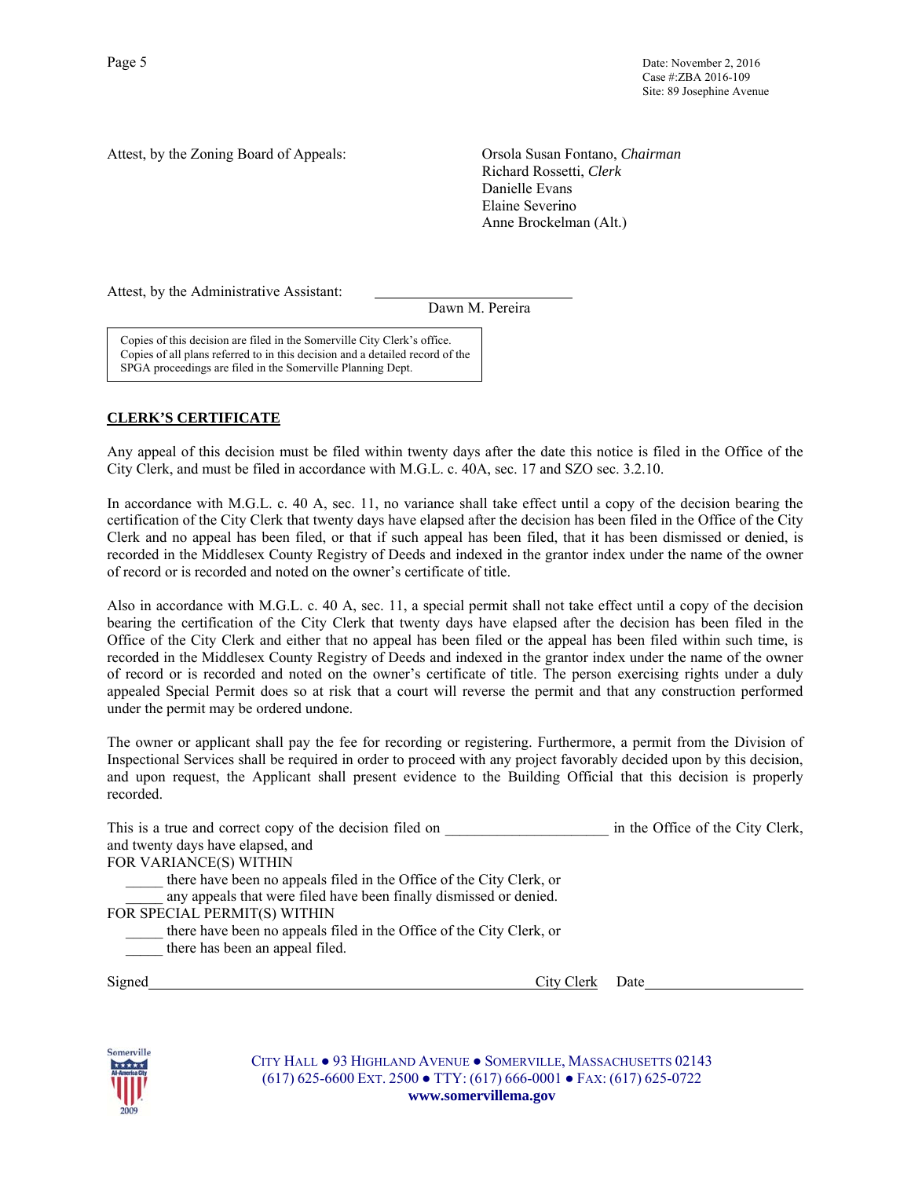Attest, by the Zoning Board of Appeals:

Orsola Susan Fontano, *Chairman*
Richard Rossetti, *Clerk*
Danielle Evans
Elaine Severino
Anne Brockelman (Alt.)

Attest, by the Administrative Assistant: ______________________________
Dawn M. Pereira

Copies of this decision are filed in the Somerville City Clerk's office.
Copies of all plans referred to in this decision and a detailed record of the SPGA proceedings are filed in the Somerville Planning Dept.

**CLERK'S CERTIFICATE**

Any appeal of this decision must be filed within twenty days after the date this notice is filed in the Office of the City Clerk, and must be filed in accordance with M.G.L. c. 40A, sec. 17 and SZO sec. 3.2.10.

In accordance with M.G.L. c. 40 A, sec. 11, no variance shall take effect until a copy of the decision bearing the certification of the City Clerk that twenty days have elapsed after the decision has been filed in the Office of the City Clerk and no appeal has been filed, or that if such appeal has been filed, that it has been dismissed or denied, is recorded in the Middlesex County Registry of Deeds and indexed in the grantor index under the name of the owner of record or is recorded and noted on the owner's certificate of title.

Also in accordance with M.G.L. c. 40 A, sec. 11, a special permit shall not take effect until a copy of the decision bearing the certification of the City Clerk that twenty days have elapsed after the decision has been filed in the Office of the City Clerk and either that no appeal has been filed or the appeal has been filed within such time, is recorded in the Middlesex County Registry of Deeds and indexed in the grantor index under the name of the owner of record or is recorded and noted on the owner's certificate of title. The person exercising rights under a duly appealed Special Permit does so at risk that a court will reverse the permit and that any construction performed under the permit may be ordered undone.

The owner or applicant shall pay the fee for recording or registering. Furthermore, a permit from the Division of Inspectional Services shall be required in order to proceed with any project favorably decided upon by this decision, and upon request, the Applicant shall present evidence to the Building Official that this decision is properly recorded.

This is a true and correct copy of the decision filed on ______________________ in the Office of the City Clerk, and twenty days have elapsed, and
FOR VARIANCE(S) WITHIN
_____ there have been no appeals filed in the Office of the City Clerk, or
_____ any appeals that were filed have been finally dismissed or denied.
FOR SPECIAL PERMIT(S) WITHIN
_____ there have been no appeals filed in the Office of the City Clerk, or
_____ there has been an appeal filed.

Signed_______________________________________________ City Clerk Date______________________